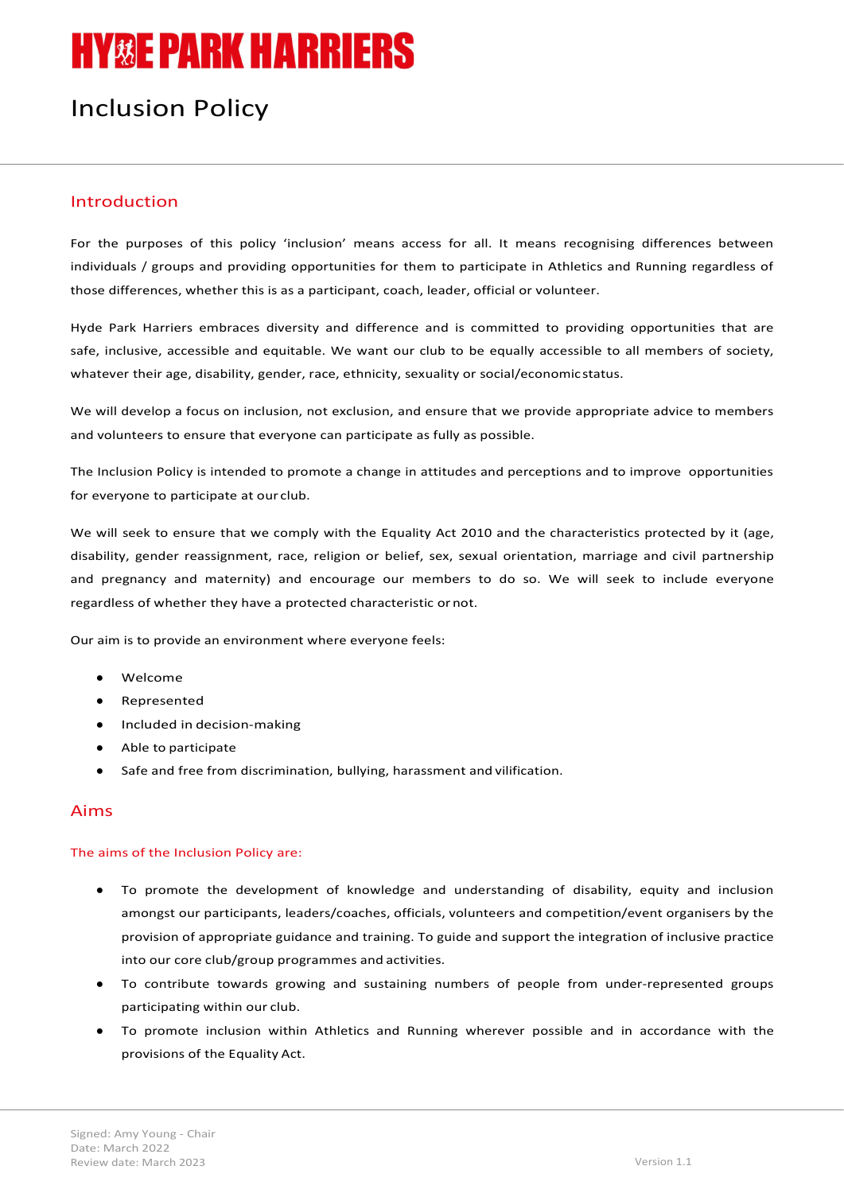# HYDE PARK HARRIERS

# Inclusion Policy

## Introduction

For the purposes of this policy 'inclusion' means access for all. It means recognising differences between individuals / groups and providing opportunities for them to participate in Athletics and Running regardless of those differences, whether this is as a participant, coach, leader, official or volunteer.

Hyde Park Harriers embraces diversity and difference and is committed to providing opportunities that are safe, inclusive, accessible and equitable. We want our club to be equally accessible to all members of society, whatever their age, disability, gender, race, ethnicity, sexuality or social/economic status.

We will develop a focus on inclusion, not exclusion, and ensure that we provide appropriate advice to members and volunteers to ensure that everyone can participate as fully as possible.

The Inclusion Policy is intended to promote a change in attitudes and perceptions and to improve opportunities for everyone to participate at our club.

We will seek to ensure that we comply with the Equality Act 2010 and the characteristics protected by it (age, disability, gender reassignment, race, religion or belief, sex, sexual orientation, marriage and civil partnership and pregnancy and maternity) and encourage our members to do so. We will seek to include everyone regardless of whether they have a protected characteristic or not.

Our aim is to provide an environment where everyone feels:

- Welcome
- Represented
- Included in decision-making
- Able to participate
- Safe and free from discrimination, bullying, harassment and vilification.

## Aims

### The aims of the Inclusion Policy are:

- To promote the development of knowledge and understanding of disability, equity and inclusion amongst our participants, leaders/coaches, officials, volunteers and competition/event organisers by the provision of appropriate guidance and training. To guide and support the integration of inclusive practice into our core club/group programmes and activities.
- To contribute towards growing and sustaining numbers of people from under-represented groups participating within our club.
- To promote inclusion within Athletics and Running wherever possible and in accordance with the provisions of the Equality Act.

Signed: Amy Young - Chair
Date: March 2022
Review date: March 2023

Version 1.1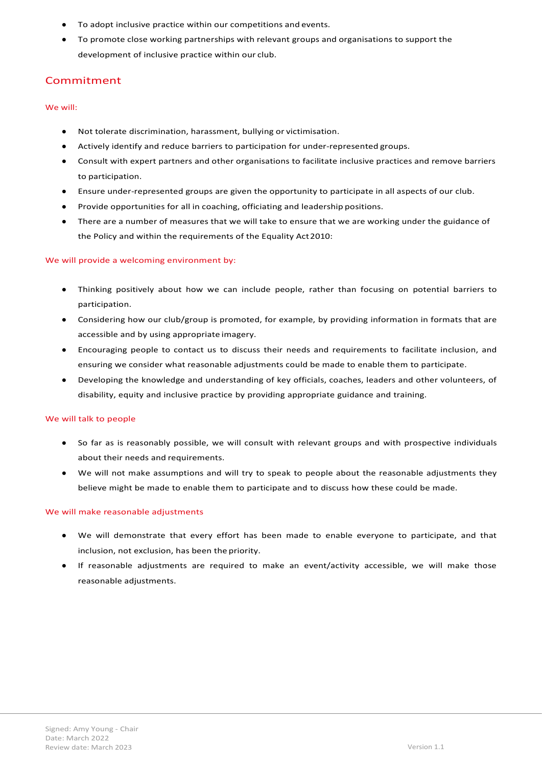- To adopt inclusive practice within our competitions and events.
- To promote close working partnerships with relevant groups and organisations to support the development of inclusive practice within our club.

## Commitment

We will:

- Not tolerate discrimination, harassment, bullying or victimisation.
- Actively identify and reduce barriers to participation for under-represented groups.
- Consult with expert partners and other organisations to facilitate inclusive practices and remove barriers to participation.
- Ensure under-represented groups are given the opportunity to participate in all aspects of our club.
- Provide opportunities for all in coaching, officiating and leadership positions.
- There are a number of measures that we will take to ensure that we are working under the guidance of the Policy and within the requirements of the Equality Act 2010:

### We will provide a welcoming environment by:

- Thinking positively about how we can include people, rather than focusing on potential barriers to participation.
- Considering how our club/group is promoted, for example, by providing information in formats that are accessible and by using appropriate imagery.
- Encouraging people to contact us to discuss their needs and requirements to facilitate inclusion, and ensuring we consider what reasonable adjustments could be made to enable them to participate.
- Developing the knowledge and understanding of key officials, coaches, leaders and other volunteers, of disability, equity and inclusive practice by providing appropriate guidance and training.

### We will talk to people

- So far as is reasonably possible, we will consult with relevant groups and with prospective individuals about their needs and requirements.
- We will not make assumptions and will try to speak to people about the reasonable adjustments they believe might be made to enable them to participate and to discuss how these could be made.

### We will make reasonable adjustments

- We will demonstrate that every effort has been made to enable everyone to participate, and that inclusion, not exclusion, has been the priority.
- If reasonable adjustments are required to make an event/activity accessible, we will make those reasonable adjustments.

Signed: Amy Young - Chair
Date: March 2022
Review date: March 2023

Version 1.1